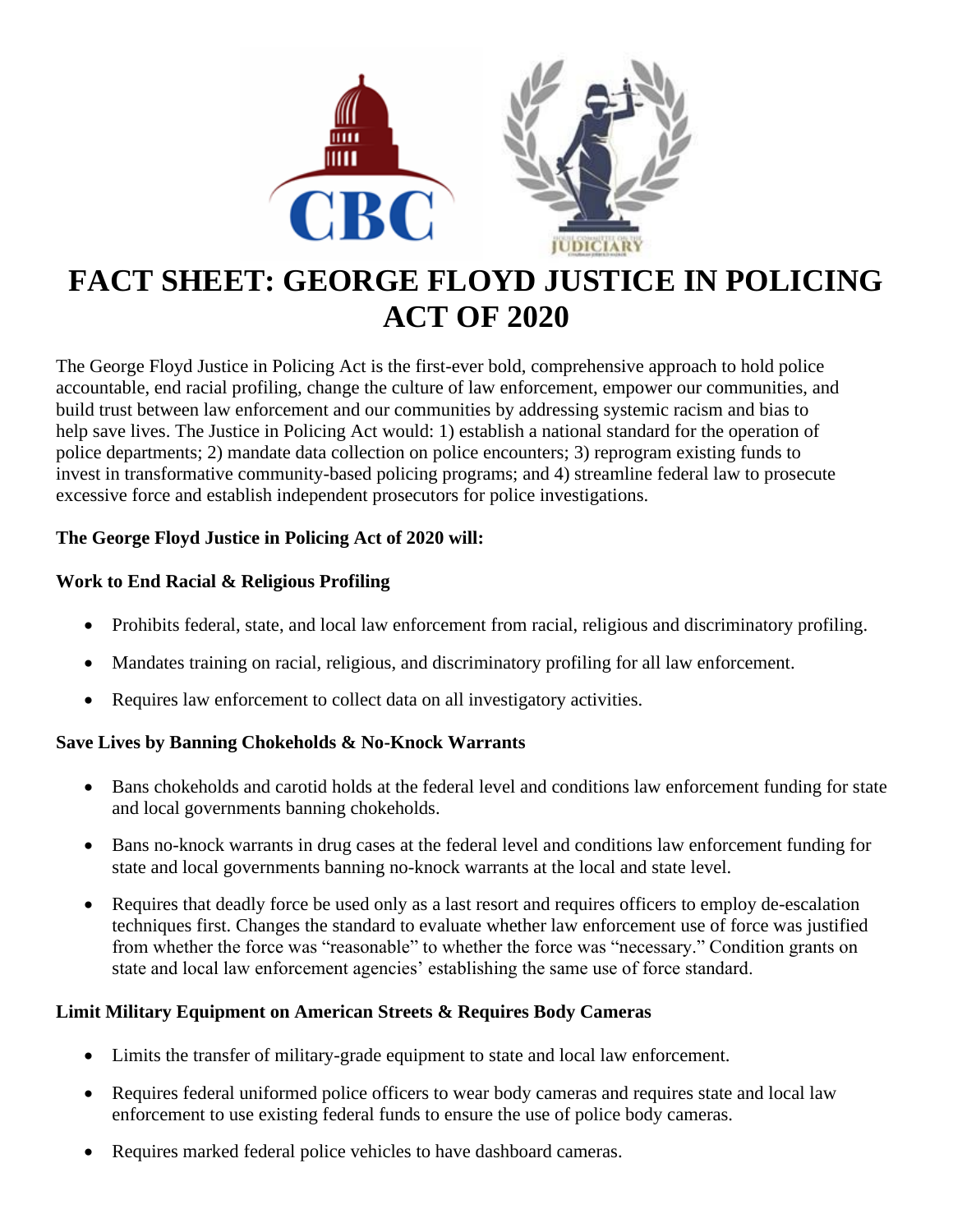# FACT SHEET: GEORGE FLOYD JUSTICE IN POLICING ACT OF 2020

The George Floyd Justice in Policing Act is the first-ever bold, comprehensive approach to hold police accountable, end racial profiling, change the culture of law enforcement, empower our communities, and build trust between law enforcement and our communities by addressing systemic racism and bias to help save lives. The Justice in Policing Act would: 1) establish a national standard for the operation of police departments; 2) mandate data collection on police encounters; 3) reprogram existing funds to invest in transformative community-based policing programs; and 4) streamline federal law to prosecute excessive force and establish independent prosecutors for police investigations.

**The George Floyd Justice in Policing Act of 2020 will:**

**Work to End Racial & Religious Profiling**

- Prohibits federal, state, and local law enforcement from racial, religious and discriminatory profiling.
- Mandates training on racial, religious, and discriminatory profiling for all law enforcement.
- Requires law enforcement to collect data on all investigatory activities.

**Save Lives by Banning Chokeholds & No-Knock Warrants**

- Bans chokeholds and carotid holds at the federal level and conditions law enforcement funding for state and local governments banning chokeholds.
- Bans no-knock warrants in drug cases at the federal level and conditions law enforcement funding for state and local governments banning no-knock warrants at the local and state level.
- Requires that deadly force be used only as a last resort and requires officers to employ de-escalation techniques first. Changes the standard to evaluate whether law enforcement use of force was justified from whether the force was "reasonable" to whether the force was "necessary." Condition grants on state and local law enforcement agencies' establishing the same use of force standard.

**Limit Military Equipment on American Streets & Requires Body Cameras**

- Limits the transfer of military-grade equipment to state and local law enforcement.
- Requires federal uniformed police officers to wear body cameras and requires state and local law enforcement to use existing federal funds to ensure the use of police body cameras.
- Requires marked federal police vehicles to have dashboard cameras.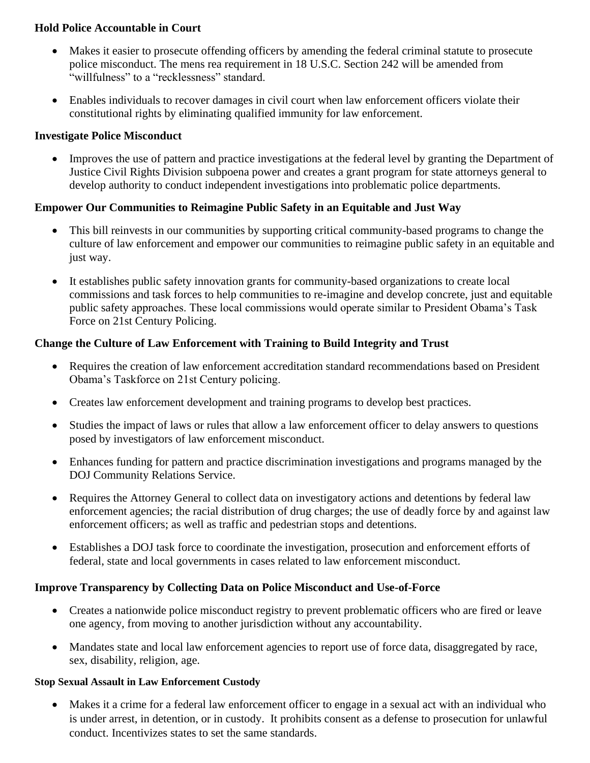**Hold Police Accountable in Court**

- Makes it easier to prosecute offending officers by amending the federal criminal statute to prosecute police misconduct. The mens rea requirement in 18 U.S.C. Section 242 will be amended from "willfulness" to a "recklessness" standard.
- Enables individuals to recover damages in civil court when law enforcement officers violate their constitutional rights by eliminating qualified immunity for law enforcement.

**Investigate Police Misconduct**

- Improves the use of pattern and practice investigations at the federal level by granting the Department of Justice Civil Rights Division subpoena power and creates a grant program for state attorneys general to develop authority to conduct independent investigations into problematic police departments.

**Empower Our Communities to Reimagine Public Safety in an Equitable and Just Way**

- This bill reinvests in our communities by supporting critical community-based programs to change the culture of law enforcement and empower our communities to reimagine public safety in an equitable and just way.
- It establishes public safety innovation grants for community-based organizations to create local commissions and task forces to help communities to re-imagine and develop concrete, just and equitable public safety approaches. These local commissions would operate similar to President Obama's Task Force on 21st Century Policing.

**Change the Culture of Law Enforcement with Training to Build Integrity and Trust**

- Requires the creation of law enforcement accreditation standard recommendations based on President Obama's Taskforce on 21st Century policing.
- Creates law enforcement development and training programs to develop best practices.
- Studies the impact of laws or rules that allow a law enforcement officer to delay answers to questions posed by investigators of law enforcement misconduct.
- Enhances funding for pattern and practice discrimination investigations and programs managed by the DOJ Community Relations Service.
- Requires the Attorney General to collect data on investigatory actions and detentions by federal law enforcement agencies; the racial distribution of drug charges; the use of deadly force by and against law enforcement officers; as well as traffic and pedestrian stops and detentions.
- Establishes a DOJ task force to coordinate the investigation, prosecution and enforcement efforts of federal, state and local governments in cases related to law enforcement misconduct.

**Improve Transparency by Collecting Data on Police Misconduct and Use-of-Force**

- Creates a nationwide police misconduct registry to prevent problematic officers who are fired or leave one agency, from moving to another jurisdiction without any accountability.
- Mandates state and local law enforcement agencies to report use of force data, disaggregated by race, sex, disability, religion, age.

**Stop Sexual Assault in Law Enforcement Custody**

- Makes it a crime for a federal law enforcement officer to engage in a sexual act with an individual who is under arrest, in detention, or in custody. It prohibits consent as a defense to prosecution for unlawful conduct. Incentivizes states to set the same standards.